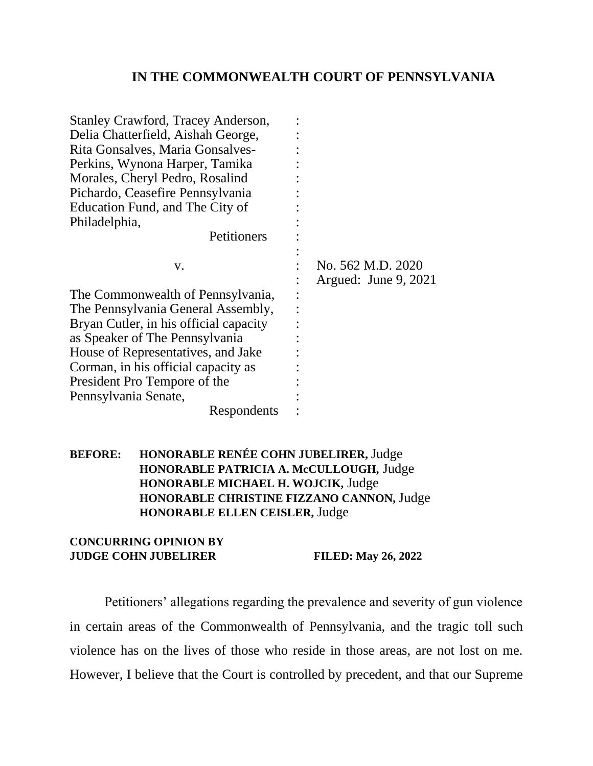## IN THE COMMONWEALTH COURT OF PENNSYLVANIA

| | | |
|---|---|---|
| Stanley Crawford, Tracey Anderson, Delia Chatterfield, Aishah George, Rita Gonsalves, Maria Gonsalves-Perkins, Wynona Harper, Tamika Morales, Cheryl Pedro, Rosalind Pichardo, Ceasefire Pennsylvania Education Fund, and The City of Philadelphia, Petitioners | : | |
| v. | : | No. 562 M.D. 2020 Argued: June 9, 2021 |
| The Commonwealth of Pennsylvania, The Pennsylvania General Assembly, Bryan Cutler, in his official capacity as Speaker of The Pennsylvania House of Representatives, and Jake Corman, in his official capacity as President Pro Tempore of the Pennsylvania Senate, Respondents | : | |

**BEFORE:** **HONORABLE RENÉE COHN JUBELIRER,** Judge
**HONORABLE PATRICIA A. McCULLOUGH,** Judge
**HONORABLE MICHAEL H. WOJCIK,** Judge
**HONORABLE CHRISTINE FIZZANO CANNON,** Judge
**HONORABLE ELLEN CEISLER,** Judge

**CONCURRING OPINION BY JUDGE COHN JUBELIRER** **FILED: May 26, 2022**

Petitioners' allegations regarding the prevalence and severity of gun violence in certain areas of the Commonwealth of Pennsylvania, and the tragic toll such violence has on the lives of those who reside in those areas, are not lost on me. However, I believe that the Court is controlled by precedent, and that our Supreme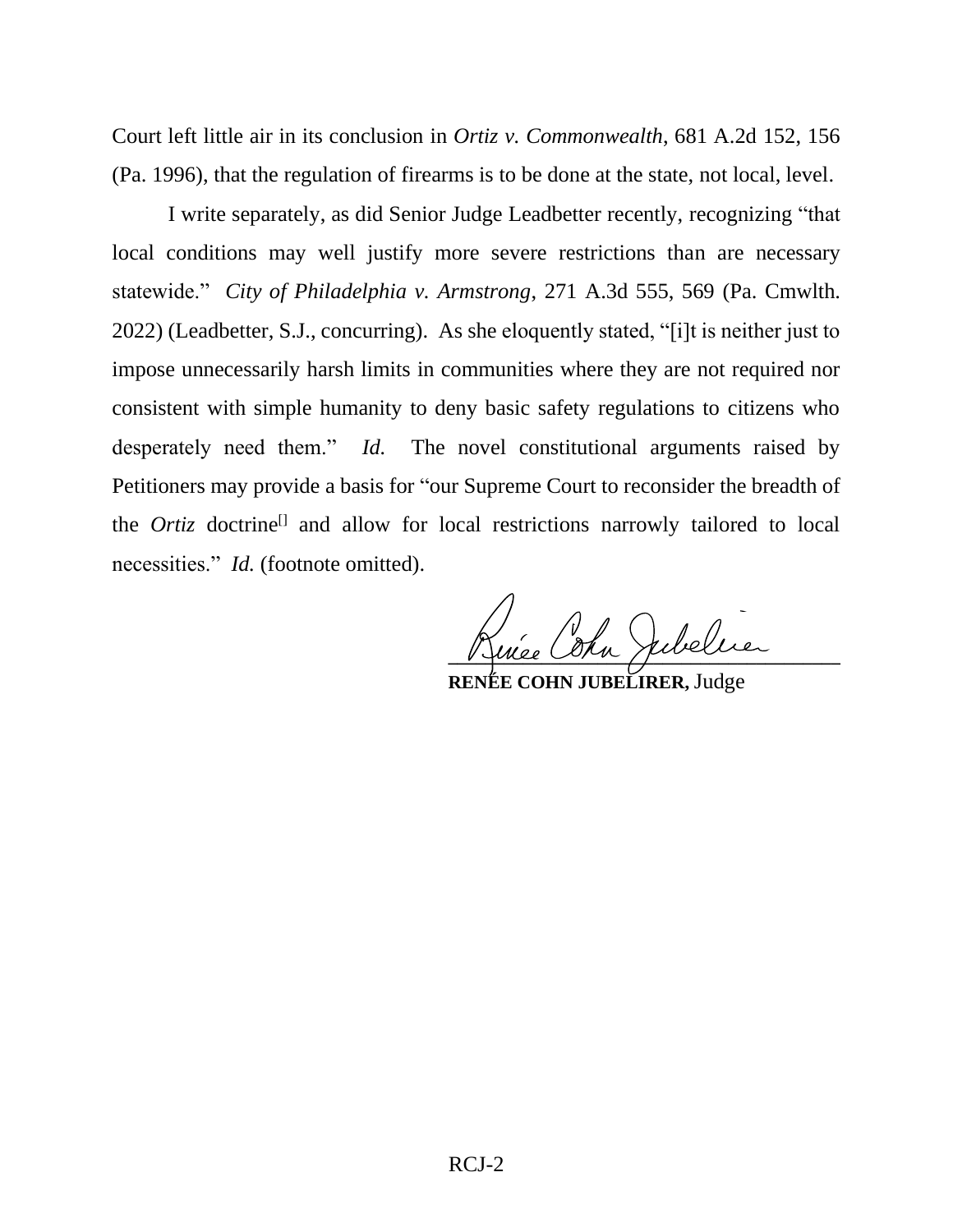Court left little air in its conclusion in *Ortiz v. Commonwealth*, 681 A.2d 152, 156 (Pa. 1996), that the regulation of firearms is to be done at the state, not local, level.

I write separately, as did Senior Judge Leadbetter recently, recognizing "that local conditions may well justify more severe restrictions than are necessary statewide." *City of Philadelphia v. Armstrong*, 271 A.3d 555, 569 (Pa. Cmwlth. 2022) (Leadbetter, S.J., concurring). As she eloquently stated, "[i]t is neither just to impose unnecessarily harsh limits in communities where they are not required nor consistent with simple humanity to deny basic safety regulations to citizens who desperately need them." *Id.* The novel constitutional arguments raised by Petitioners may provide a basis for "our Supreme Court to reconsider the breadth of the *Ortiz* doctrine[] and allow for local restrictions narrowly tailored to local necessities." *Id.* (footnote omitted).

**RENÉE COHN JUBELIRER,** Judge